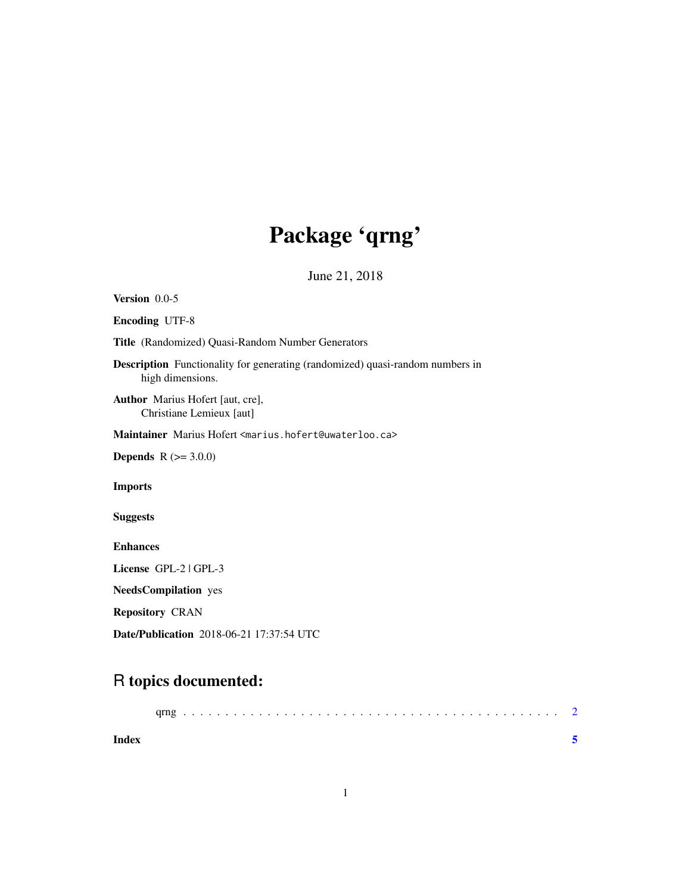# Package 'qrng'

June 21, 2018

**Version** 0.0-5

**Encoding** UTF-8

**Title** (Randomized) Quasi-Random Number Generators

**Description** Functionality for generating (randomized) quasi-random numbers in high dimensions.

**Author** Marius Hofert [aut, cre], Christiane Lemieux [aut]

**Maintainer** Marius Hofert <marius.hofert@uwaterloo.ca>

**Depends** R (>= 3.0.0)

**Imports**

**Suggests**

**Enhances**

**License** GPL-2 | GPL-3

**NeedsCompilation** yes

**Repository** CRAN

**Date/Publication** 2018-06-21 17:37:54 UTC

## R topics documented:

qrng . . . . . . . . . . . . . . . . . . . . . . . . . . . . . . . . . . . . . . . . . . . 2

**Index** **5**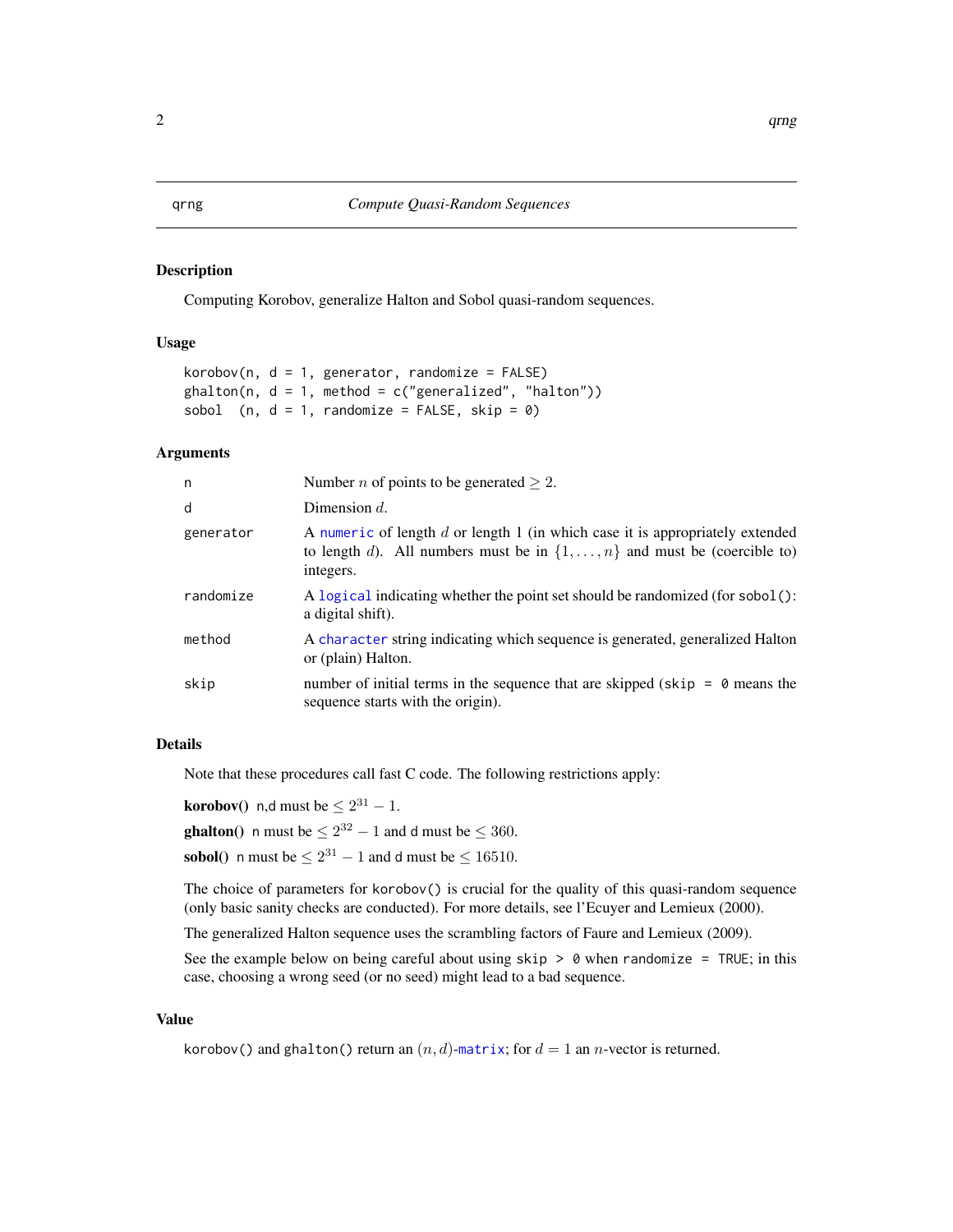## qrng — *Compute Quasi-Random Sequences*

### Description

Computing Korobov, generalize Halton and Sobol quasi-random sequences.

### Usage

```
korobov(n, d = 1, generator, randomize = FALSE)
ghalton(n, d = 1, method = c("generalized", "halton"))
sobol  (n, d = 1, randomize = FALSE, skip = 0)
```

### Arguments

| | |
|---|---|
| `n` | Number $n$ of points to be generated $\geq 2$. |
| `d` | Dimension $d$. |
| `generator` | A `numeric` of length $d$ or length 1 (in which case it is appropriately extended to length $d$). All numbers must be in $\{1, \dots, n\}$ and must be (coercible to) integers. |
| `randomize` | A `logical` indicating whether the point set should be randomized (for `sobol()`: a digital shift). |
| `method` | A `character` string indicating which sequence is generated, generalized Halton or (plain) Halton. |
| `skip` | number of initial terms in the sequence that are skipped (`skip = 0` means the sequence starts with the origin). |

### Details

Note that these procedures call fast C code. The following restrictions apply:

**korobov()** `n`,`d` must be $\leq 2^{31} - 1$.

**ghalton()** `n` must be $\leq 2^{32} - 1$ and `d` must be $\leq 360$.

**sobol()** `n` must be $\leq 2^{31} - 1$ and `d` must be $\leq 16510$.

The choice of parameters for `korobov()` is crucial for the quality of this quasi-random sequence (only basic sanity checks are conducted). For more details, see l'Ecuyer and Lemieux (2000).

The generalized Halton sequence uses the scrambling factors of Faure and Lemieux (2009).

See the example below on being careful about using `skip > 0` when `randomize = TRUE`; in this case, choosing a wrong seed (or no seed) might lead to a bad sequence.

### Value

`korobov()` and `ghalton()` return an $(n, d)$-`matrix`; for $d = 1$ an $n$-vector is returned.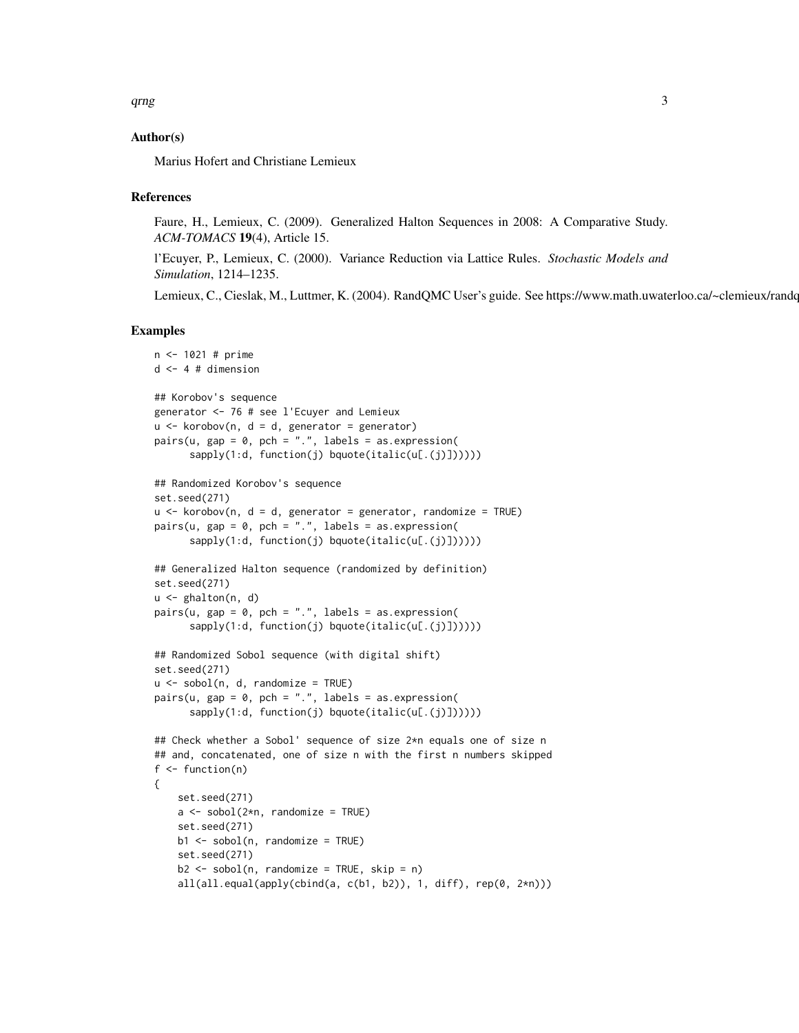## Author(s)

Marius Hofert and Christiane Lemieux

## References

Faure, H., Lemieux, C. (2009). Generalized Halton Sequences in 2008: A Comparative Study. *ACM-TOMACS* **19**(4), Article 15.

l'Ecuyer, P., Lemieux, C. (2000). Variance Reduction via Lattice Rules. *Stochastic Models and Simulation*, 1214–1235.

Lemieux, C., Cieslak, M., Luttmer, K. (2004). RandQMC User's guide. See https://www.math.uwaterloo.ca/~clemieux/randq

## Examples

```
n <- 1021 # prime
d <- 4 # dimension

## Korobov's sequence
generator <- 76 # see l'Ecuyer and Lemieux
u <- korobov(n, d = d, generator = generator)
pairs(u, gap = 0, pch = ".", labels = as.expression(
      sapply(1:d, function(j) bquote(italic(u[.(j)])))))

## Randomized Korobov's sequence
set.seed(271)
u <- korobov(n, d = d, generator = generator, randomize = TRUE)
pairs(u, gap = 0, pch = ".", labels = as.expression(
      sapply(1:d, function(j) bquote(italic(u[.(j)])))))

## Generalized Halton sequence (randomized by definition)
set.seed(271)
u <- ghalton(n, d)
pairs(u, gap = 0, pch = ".", labels = as.expression(
      sapply(1:d, function(j) bquote(italic(u[.(j)])))))

## Randomized Sobol sequence (with digital shift)
set.seed(271)
u <- sobol(n, d, randomize = TRUE)
pairs(u, gap = 0, pch = ".", labels = as.expression(
      sapply(1:d, function(j) bquote(italic(u[.(j)])))))

## Check whether a Sobol' sequence of size 2*n equals one of size n
## and, concatenated, one of size n with the first n numbers skipped
f <- function(n)
{
    set.seed(271)
    a <- sobol(2*n, randomize = TRUE)
    set.seed(271)
    b1 <- sobol(n, randomize = TRUE)
    set.seed(271)
    b2 <- sobol(n, randomize = TRUE, skip = n)
    all(all.equal(apply(cbind(a, c(b1, b2)), 1, diff), rep(0, 2*n)))
```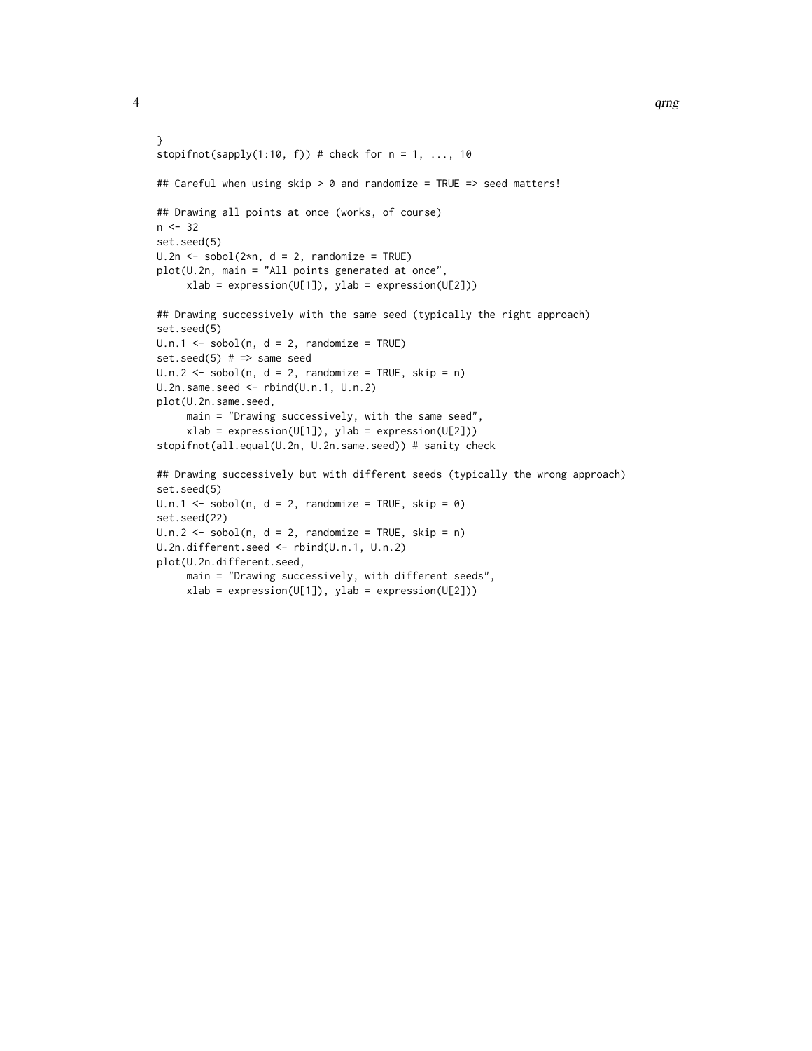```
}
stopifnot(sapply(1:10, f)) # check for n = 1, ..., 10

## Careful when using skip > 0 and randomize = TRUE => seed matters!

## Drawing all points at once (works, of course)
n <- 32
set.seed(5)
U.2n <- sobol(2*n, d = 2, randomize = TRUE)
plot(U.2n, main = "All points generated at once",
     xlab = expression(U[1]), ylab = expression(U[2]))

## Drawing successively with the same seed (typically the right approach)
set.seed(5)
U.n.1 <- sobol(n, d = 2, randomize = TRUE)
set.seed(5) # => same seed
U.n.2 <- sobol(n, d = 2, randomize = TRUE, skip = n)
U.2n.same.seed <- rbind(U.n.1, U.n.2)
plot(U.2n.same.seed,
     main = "Drawing successively, with the same seed",
     xlab = expression(U[1]), ylab = expression(U[2]))
stopifnot(all.equal(U.2n, U.2n.same.seed)) # sanity check

## Drawing successively but with different seeds (typically the wrong approach)
set.seed(5)
U.n.1 <- sobol(n, d = 2, randomize = TRUE, skip = 0)
set.seed(22)
U.n.2 <- sobol(n, d = 2, randomize = TRUE, skip = n)
U.2n.different.seed <- rbind(U.n.1, U.n.2)
plot(U.2n.different.seed,
     main = "Drawing successively, with different seeds",
     xlab = expression(U[1]), ylab = expression(U[2]))
```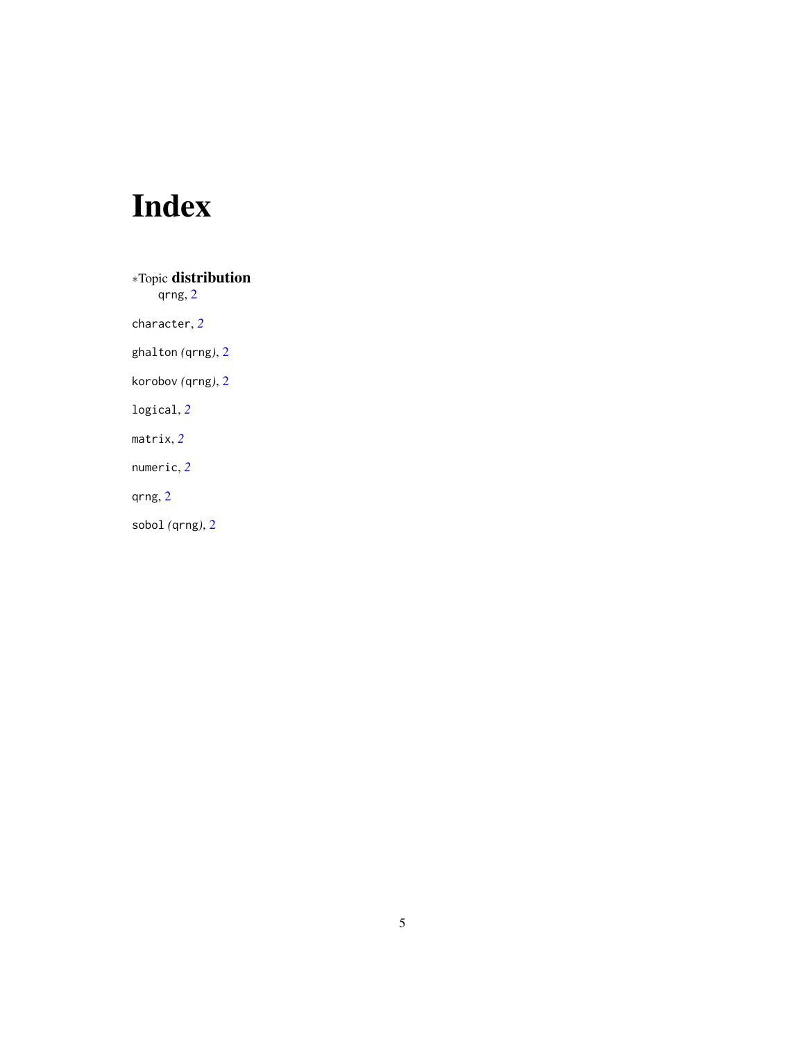# Index

*Topic **distribution**
    qrng, 2

character, *2*

ghalton *(*qrng*)*, 2

korobov *(*qrng*)*, 2

logical, *2*

matrix, *2*

numeric, *2*

qrng, 2

sobol *(*qrng*)*, 2